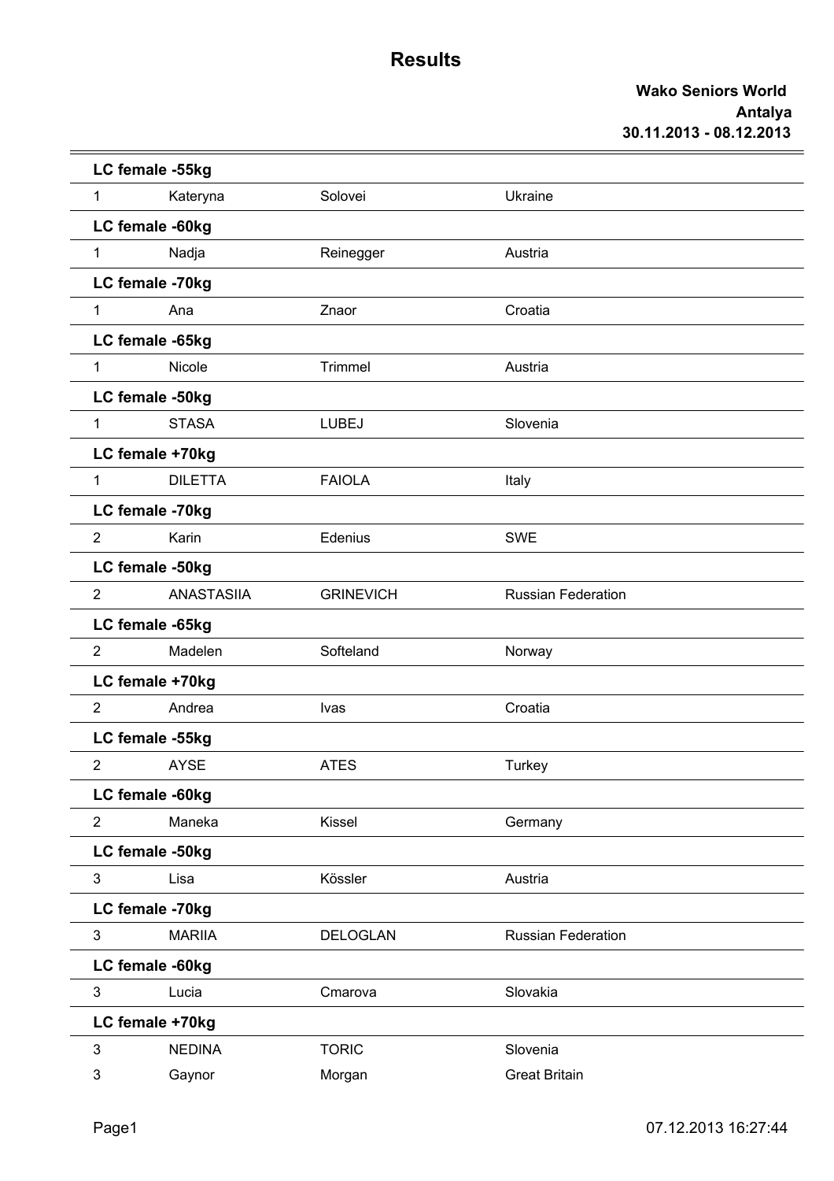# Results

**Wako Seniors World**
**Antalya**
**30.11.2013 - 08.12.2013**

| | | | |
|---|---|---|---|
| **LC female -55kg** | | | |
| 1 | Kateryna | Solovei | Ukraine |
| **LC female -60kg** | | | |
| 1 | Nadja | Reinegger | Austria |
| **LC female -70kg** | | | |
| 1 | Ana | Znaor | Croatia |
| **LC female -65kg** | | | |
| 1 | Nicole | Trimmel | Austria |
| **LC female -50kg** | | | |
| 1 | STASA | LUBEJ | Slovenia |
| **LC female +70kg** | | | |
| 1 | DILETTA | FAIOLA | Italy |
| **LC female -70kg** | | | |
| 2 | Karin | Edenius | SWE |
| **LC female -50kg** | | | |
| 2 | ANASTASIIA | GRINEVICH | Russian Federation |
| **LC female -65kg** | | | |
| 2 | Madelen | Softeland | Norway |
| **LC female +70kg** | | | |
| 2 | Andrea | Ivas | Croatia |
| **LC female -55kg** | | | |
| 2 | AYSE | ATES | Turkey |
| **LC female -60kg** | | | |
| 2 | Maneka | Kissel | Germany |
| **LC female -50kg** | | | |
| 3 | Lisa | Kössler | Austria |
| **LC female -70kg** | | | |
| 3 | MARIIA | DELOGLAN | Russian Federation |
| **LC female -60kg** | | | |
| 3 | Lucia | Cmarova | Slovakia |
| **LC female +70kg** | | | |
| 3 | NEDINA | TORIC | Slovenia |
| 3 | Gaynor | Morgan | Great Britain |

07.12.2013 16:27:44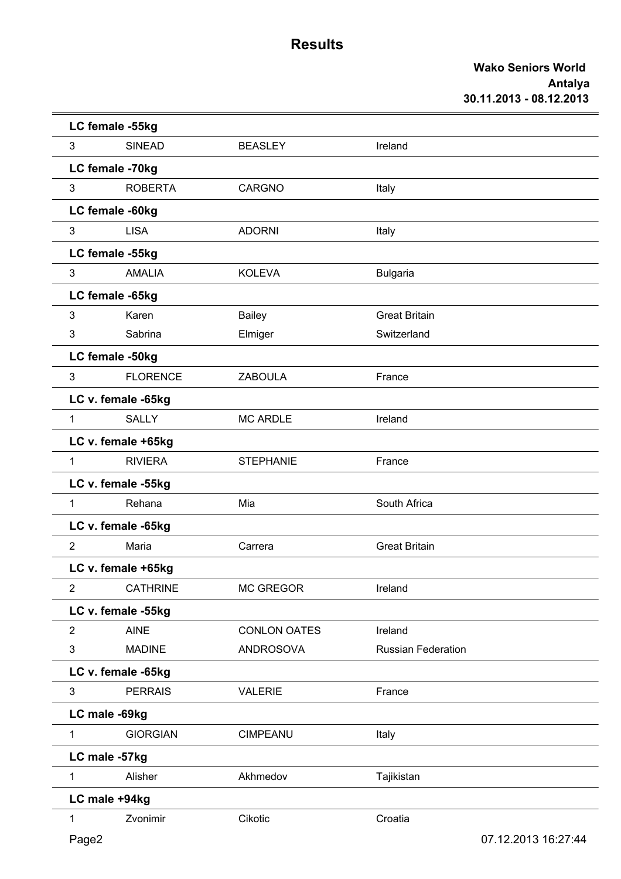# Results

**Wako Seniors World**
**Antalya**
**30.11.2013 - 08.12.2013**

**LC female -55kg**

| | | | |
|---|---|---|---|
| 3 | SINEAD | BEASLEY | Ireland |

**LC female -70kg**

| | | | |
|---|---|---|---|
| 3 | ROBERTA | CARGNO | Italy |

**LC female -60kg**

| | | | |
|---|---|---|---|
| 3 | LISA | ADORNI | Italy |

**LC female -55kg**

| | | | |
|---|---|---|---|
| 3 | AMALIA | KOLEVA | Bulgaria |

**LC female -65kg**

| | | | |
|---|---|---|---|
| 3 | Karen | Bailey | Great Britain |
| 3 | Sabrina | Elmiger | Switzerland |

**LC female -50kg**

| | | | |
|---|---|---|---|
| 3 | FLORENCE | ZABOULA | France |

**LC v. female -65kg**

| | | | |
|---|---|---|---|
| 1 | SALLY | MC ARDLE | Ireland |

**LC v. female +65kg**

| | | | |
|---|---|---|---|
| 1 | RIVIERA | STEPHANIE | France |

**LC v. female -55kg**

| | | | |
|---|---|---|---|
| 1 | Rehana | Mia | South Africa |

**LC v. female -65kg**

| | | | |
|---|---|---|---|
| 2 | Maria | Carrera | Great Britain |

**LC v. female +65kg**

| | | | |
|---|---|---|---|
| 2 | CATHRINE | MC GREGOR | Ireland |

**LC v. female -55kg**

| | | | |
|---|---|---|---|
| 2 | AINE | CONLON OATES | Ireland |
| 3 | MADINE | ANDROSOVA | Russian Federation |

**LC v. female -65kg**

| | | | |
|---|---|---|---|
| 3 | PERRAIS | VALERIE | France |

**LC male -69kg**

| | | | |
|---|---|---|---|
| 1 | GIORGIAN | CIMPEANU | Italy |

**LC male -57kg**

| | | | |
|---|---|---|---|
| 1 | Alisher | Akhmedov | Tajikistan |

**LC male +94kg**

| | | | |
|---|---|---|---|
| 1 | Zvonimir | Cikotic | Croatia |

07.12.2013 16:27:44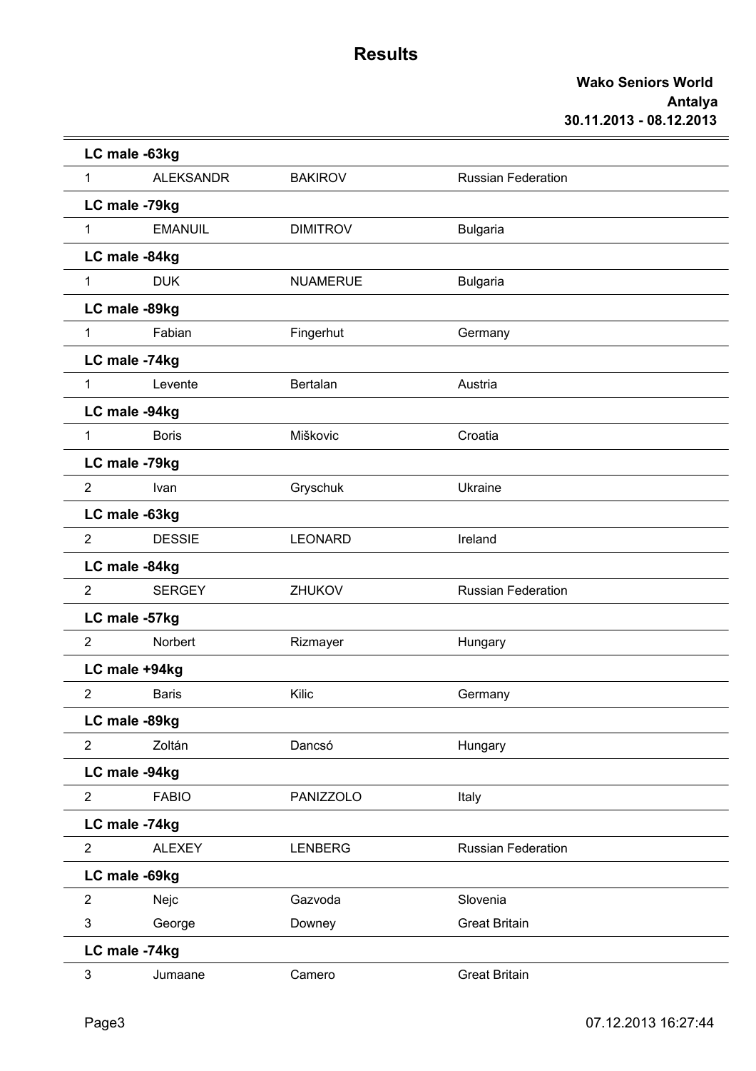# Results

**Wako Seniors World**
**Antalya**
**30.11.2013 - 08.12.2013**

**LC male -63kg**

| | | | |
|---|---|---|---|
| 1 | ALEKSANDR | BAKIROV | Russian Federation |

**LC male -79kg**

| | | | |
|---|---|---|---|
| 1 | EMANUIL | DIMITROV | Bulgaria |

**LC male -84kg**

| | | | |
|---|---|---|---|
| 1 | DUK | NUAMERUE | Bulgaria |

**LC male -89kg**

| | | | |
|---|---|---|---|
| 1 | Fabian | Fingerhut | Germany |

**LC male -74kg**

| | | | |
|---|---|---|---|
| 1 | Levente | Bertalan | Austria |

**LC male -94kg**

| | | | |
|---|---|---|---|
| 1 | Boris | Miškovic | Croatia |

**LC male -79kg**

| | | | |
|---|---|---|---|
| 2 | Ivan | Gryschuk | Ukraine |

**LC male -63kg**

| | | | |
|---|---|---|---|
| 2 | DESSIE | LEONARD | Ireland |

**LC male -84kg**

| | | | |
|---|---|---|---|
| 2 | SERGEY | ZHUKOV | Russian Federation |

**LC male -57kg**

| | | | |
|---|---|---|---|
| 2 | Norbert | Rizmayer | Hungary |

**LC male +94kg**

| | | | |
|---|---|---|---|
| 2 | Baris | Kilic | Germany |

**LC male -89kg**

| | | | |
|---|---|---|---|
| 2 | Zoltán | Dancsó | Hungary |

**LC male -94kg**

| | | | |
|---|---|---|---|
| 2 | FABIO | PANIZZOLO | Italy |

**LC male -74kg**

| | | | |
|---|---|---|---|
| 2 | ALEXEY | LENBERG | Russian Federation |

**LC male -69kg**

| | | | |
|---|---|---|---|
| 2 | Nejc | Gazvoda | Slovenia |
| 3 | George | Downey | Great Britain |

**LC male -74kg**

| | | | |
|---|---|---|---|
| 3 | Jumaane | Camero | Great Britain |

07.12.2013 16:27:44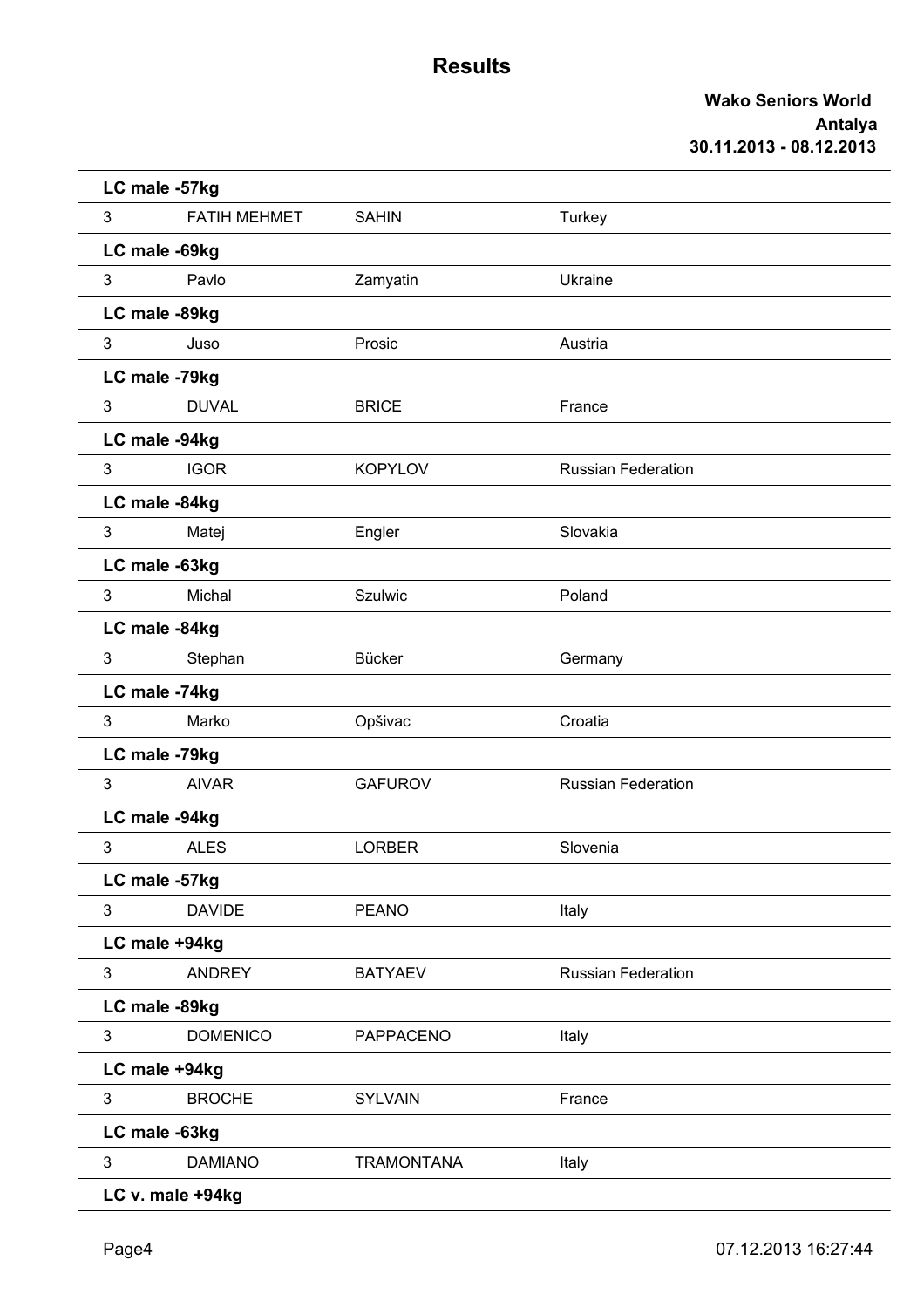# Results

**Wako Seniors World**
**Antalya**
**30.11.2013 - 08.12.2013**

**LC male -57kg**

| 3 | FATIH MEHMET | SAHIN | Turkey |
|---|---|---|---|

**LC male -69kg**

| 3 | Pavlo | Zamyatin | Ukraine |
|---|---|---|---|

**LC male -89kg**

| 3 | Juso | Prosic | Austria |
|---|---|---|---|

**LC male -79kg**

| 3 | DUVAL | BRICE | France |
|---|---|---|---|

**LC male -94kg**

| 3 | IGOR | KOPYLOV | Russian Federation |
|---|---|---|---|

**LC male -84kg**

| 3 | Matej | Engler | Slovakia |
|---|---|---|---|

**LC male -63kg**

| 3 | Michal | Szulwic | Poland |
|---|---|---|---|

**LC male -84kg**

| 3 | Stephan | Bücker | Germany |
|---|---|---|---|

**LC male -74kg**

| 3 | Marko | Opšivac | Croatia |
|---|---|---|---|

**LC male -79kg**

| 3 | AIVAR | GAFUROV | Russian Federation |
|---|---|---|---|

**LC male -94kg**

| 3 | ALES | LORBER | Slovenia |
|---|---|---|---|

**LC male -57kg**

| 3 | DAVIDE | PEANO | Italy |
|---|---|---|---|

**LC male +94kg**

| 3 | ANDREY | BATYAEV | Russian Federation |
|---|---|---|---|

**LC male -89kg**

| 3 | DOMENICO | PAPPACENO | Italy |
|---|---|---|---|

**LC male +94kg**

| 3 | BROCHE | SYLVAIN | France |
|---|---|---|---|

**LC male -63kg**

| 3 | DAMIANO | TRAMONTANA | Italy |
|---|---|---|---|

**LC v. male +94kg**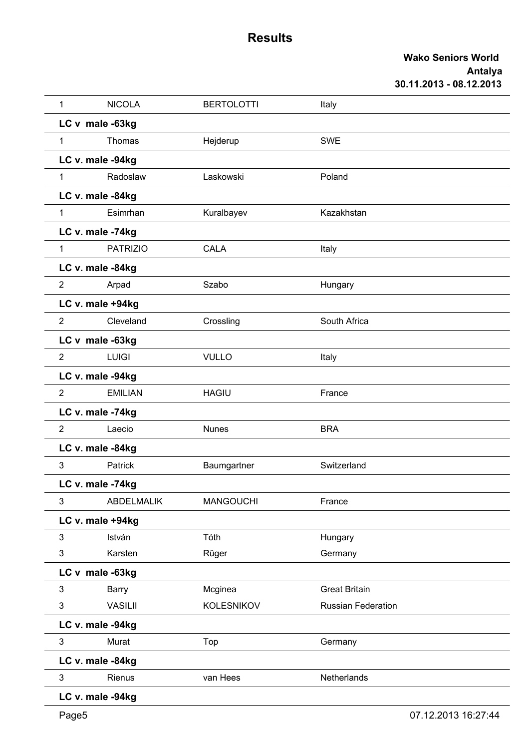# Results

**Wako Seniors World**
**Antalya**
**30.11.2013 - 08.12.2013**

| | | | |
|---|---|---|---|
| 1 | NICOLA | BERTOLOTTI | Italy |
| **LC v male -63kg** | | | |
| 1 | Thomas | Hejderup | SWE |
| **LC v. male -94kg** | | | |
| 1 | Radoslaw | Laskowski | Poland |
| **LC v. male -84kg** | | | |
| 1 | Esimrhan | Kuralbayev | Kazakhstan |
| **LC v. male -74kg** | | | |
| 1 | PATRIZIO | CALA | Italy |
| **LC v. male -84kg** | | | |
| 2 | Arpad | Szabo | Hungary |
| **LC v. male +94kg** | | | |
| 2 | Cleveland | Crossling | South Africa |
| **LC v male -63kg** | | | |
| 2 | LUIGI | VULLO | Italy |
| **LC v. male -94kg** | | | |
| 2 | EMILIAN | HAGIU | France |
| **LC v. male -74kg** | | | |
| 2 | Laecio | Nunes | BRA |
| **LC v. male -84kg** | | | |
| 3 | Patrick | Baumgartner | Switzerland |
| **LC v. male -74kg** | | | |
| 3 | ABDELMALIK | MANGOUCHI | France |
| **LC v. male +94kg** | | | |
| 3 | István | Tóth | Hungary |
| 3 | Karsten | Rüger | Germany |
| **LC v male -63kg** | | | |
| 3 | Barry | Mcginea | Great Britain |
| 3 | VASILII | KOLESNIKOV | Russian Federation |
| **LC v. male -94kg** | | | |
| 3 | Murat | Top | Germany |
| **LC v. male -84kg** | | | |
| 3 | Rienus | van Hees | Netherlands |
| **LC v. male -94kg** | | | |

07.12.2013 16:27:44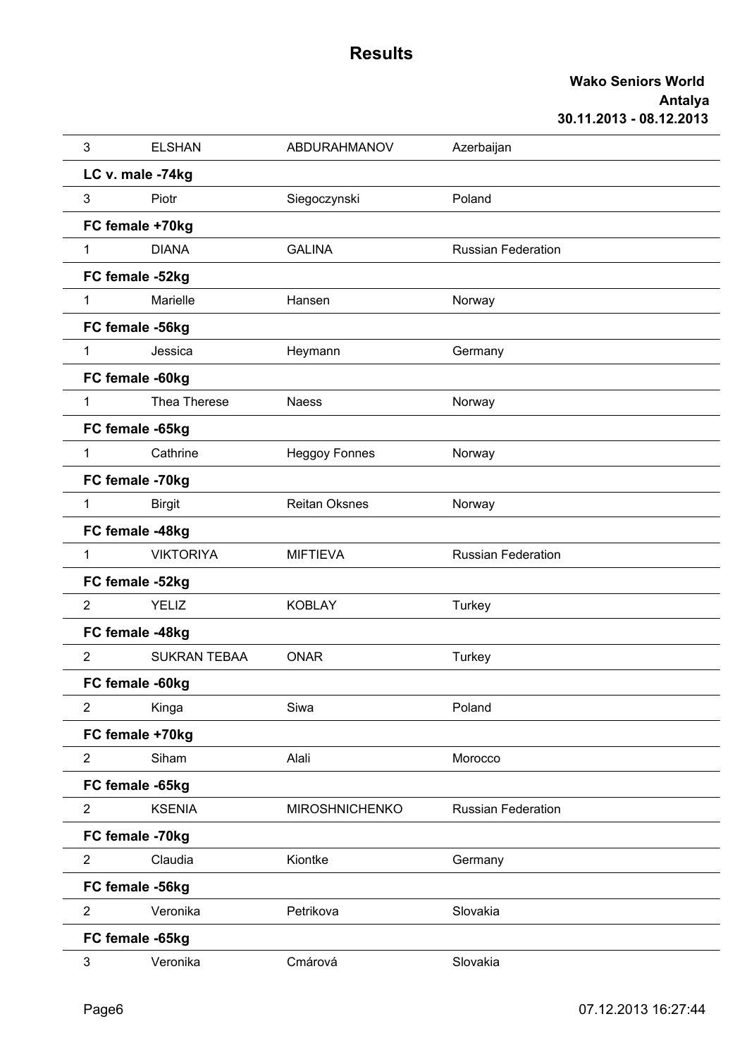# Results

**Wako Seniors World**
**Antalya**
**30.11.2013 - 08.12.2013**

| | | | |
|---|---|---|---|
| 3 | ELSHAN | ABDURAHMANOV | Azerbaijan |
| **LC v. male -74kg** | | | |
| 3 | Piotr | Siegoczynski | Poland |
| **FC female +70kg** | | | |
| 1 | DIANA | GALINA | Russian Federation |
| **FC female -52kg** | | | |
| 1 | Marielle | Hansen | Norway |
| **FC female -56kg** | | | |
| 1 | Jessica | Heymann | Germany |
| **FC female -60kg** | | | |
| 1 | Thea Therese | Naess | Norway |
| **FC female -65kg** | | | |
| 1 | Cathrine | Heggoy Fonnes | Norway |
| **FC female -70kg** | | | |
| 1 | Birgit | Reitan Oksnes | Norway |
| **FC female -48kg** | | | |
| 1 | VIKTORIYA | MIFTIEVA | Russian Federation |
| **FC female -52kg** | | | |
| 2 | YELIZ | KOBLAY | Turkey |
| **FC female -48kg** | | | |
| 2 | SUKRAN TEBAA | ONAR | Turkey |
| **FC female -60kg** | | | |
| 2 | Kinga | Siwa | Poland |
| **FC female +70kg** | | | |
| 2 | Siham | Alali | Morocco |
| **FC female -65kg** | | | |
| 2 | KSENIA | MIROSHNICHENKO | Russian Federation |
| **FC female -70kg** | | | |
| 2 | Claudia | Kiontke | Germany |
| **FC female -56kg** | | | |
| 2 | Veronika | Petrikova | Slovakia |
| **FC female -65kg** | | | |
| 3 | Veronika | Cmárová | Slovakia |

07.12.2013 16:27:44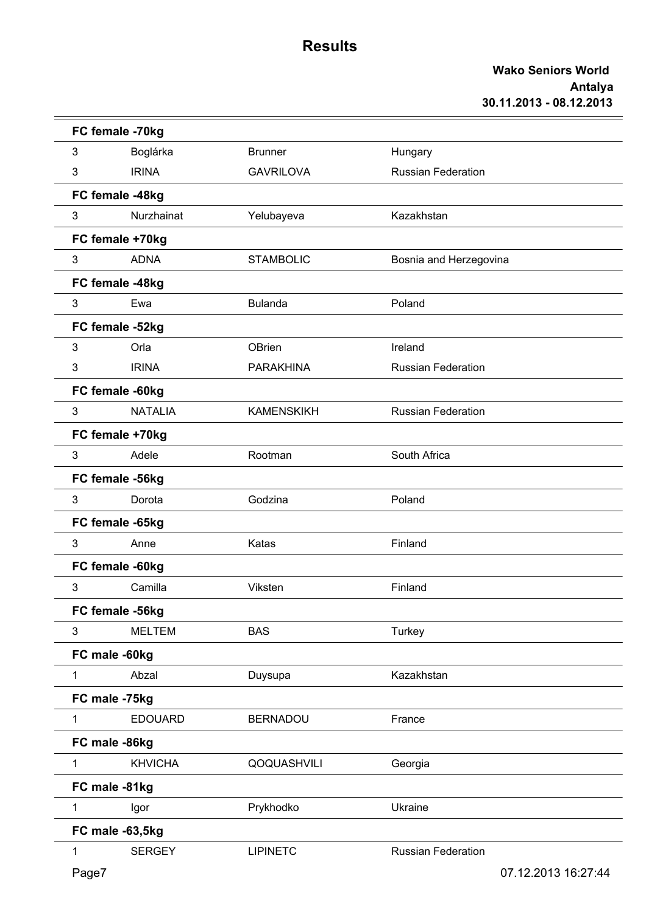# Results

**Wako Seniors World**
**Antalya**
**30.11.2013 - 08.12.2013**

**FC female -70kg**

| | | | |
|---|---|---|---|
| 3 | Boglárka | Brunner | Hungary |
| 3 | IRINA | GAVRILOVA | Russian Federation |

**FC female -48kg**

| | | | |
|---|---|---|---|
| 3 | Nurzhainat | Yelubayeva | Kazakhstan |

**FC female +70kg**

| | | | |
|---|---|---|---|
| 3 | ADNA | STAMBOLIC | Bosnia and Herzegovina |

**FC female -48kg**

| | | | |
|---|---|---|---|
| 3 | Ewa | Bulanda | Poland |

**FC female -52kg**

| | | | |
|---|---|---|---|
| 3 | Orla | OBrien | Ireland |
| 3 | IRINA | PARAKHINA | Russian Federation |

**FC female -60kg**

| | | | |
|---|---|---|---|
| 3 | NATALIA | KAMENSKIKH | Russian Federation |

**FC female +70kg**

| | | | |
|---|---|---|---|
| 3 | Adele | Rootman | South Africa |

**FC female -56kg**

| | | | |
|---|---|---|---|
| 3 | Dorota | Godzina | Poland |

**FC female -65kg**

| | | | |
|---|---|---|---|
| 3 | Anne | Katas | Finland |

**FC female -60kg**

| | | | |
|---|---|---|---|
| 3 | Camilla | Viksten | Finland |

**FC female -56kg**

| | | | |
|---|---|---|---|
| 3 | MELTEM | BAS | Turkey |

**FC male -60kg**

| | | | |
|---|---|---|---|
| 1 | Abzal | Duysupa | Kazakhstan |

**FC male -75kg**

| | | | |
|---|---|---|---|
| 1 | EDOUARD | BERNADOU | France |

**FC male -86kg**

| | | | |
|---|---|---|---|
| 1 | KHVICHA | QOQUASHVILI | Georgia |

**FC male -81kg**

| | | | |
|---|---|---|---|
| 1 | Igor | Prykhodko | Ukraine |

**FC male -63,5kg**

| | | | |
|---|---|---|---|
| 1 | SERGEY | LIPINETC | Russian Federation |

07.12.2013 16:27:44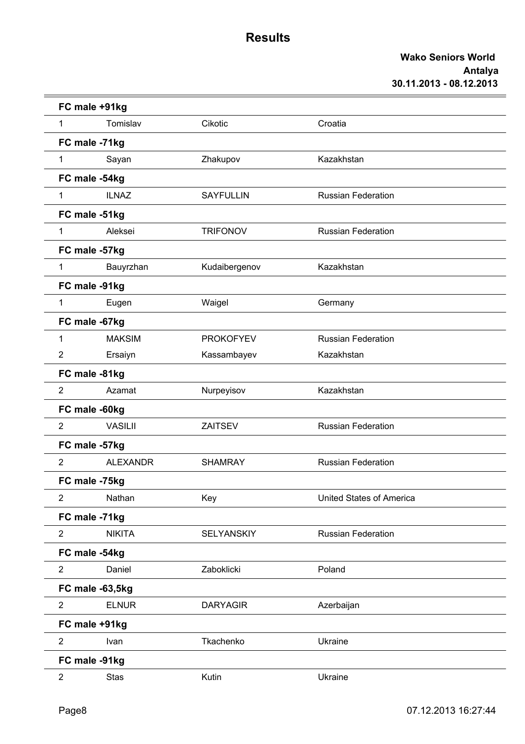# Results

**Wako Seniors World**
**Antalya**
**30.11.2013 - 08.12.2013**

**FC male +91kg**

| | | | |
|---|---|---|---|
| 1 | Tomislav | Cikotic | Croatia |

**FC male -71kg**

| | | | |
|---|---|---|---|
| 1 | Sayan | Zhakupov | Kazakhstan |

**FC male -54kg**

| | | | |
|---|---|---|---|
| 1 | ILNAZ | SAYFULLIN | Russian Federation |

**FC male -51kg**

| | | | |
|---|---|---|---|
| 1 | Aleksei | TRIFONOV | Russian Federation |

**FC male -57kg**

| | | | |
|---|---|---|---|
| 1 | Bauyrzhan | Kudaibergenov | Kazakhstan |

**FC male -91kg**

| | | | |
|---|---|---|---|
| 1 | Eugen | Waigel | Germany |

**FC male -67kg**

| | | | |
|---|---|---|---|
| 1 | MAKSIM | PROKOFYEV | Russian Federation |
| 2 | Ersaiyn | Kassambayev | Kazakhstan |

**FC male -81kg**

| | | | |
|---|---|---|---|
| 2 | Azamat | Nurpeyisov | Kazakhstan |

**FC male -60kg**

| | | | |
|---|---|---|---|
| 2 | VASILII | ZAITSEV | Russian Federation |

**FC male -57kg**

| | | | |
|---|---|---|---|
| 2 | ALEXANDR | SHAMRAY | Russian Federation |

**FC male -75kg**

| | | | |
|---|---|---|---|
| 2 | Nathan | Key | United States of America |

**FC male -71kg**

| | | | |
|---|---|---|---|
| 2 | NIKITA | SELYANSKIY | Russian Federation |

**FC male -54kg**

| | | | |
|---|---|---|---|
| 2 | Daniel | Zaboklicki | Poland |

**FC male -63,5kg**

| | | | |
|---|---|---|---|
| 2 | ELNUR | DARYAGIR | Azerbaijan |

**FC male +91kg**

| | | | |
|---|---|---|---|
| 2 | Ivan | Tkachenko | Ukraine |

**FC male -91kg**

| | | | |
|---|---|---|---|
| 2 | Stas | Kutin | Ukraine |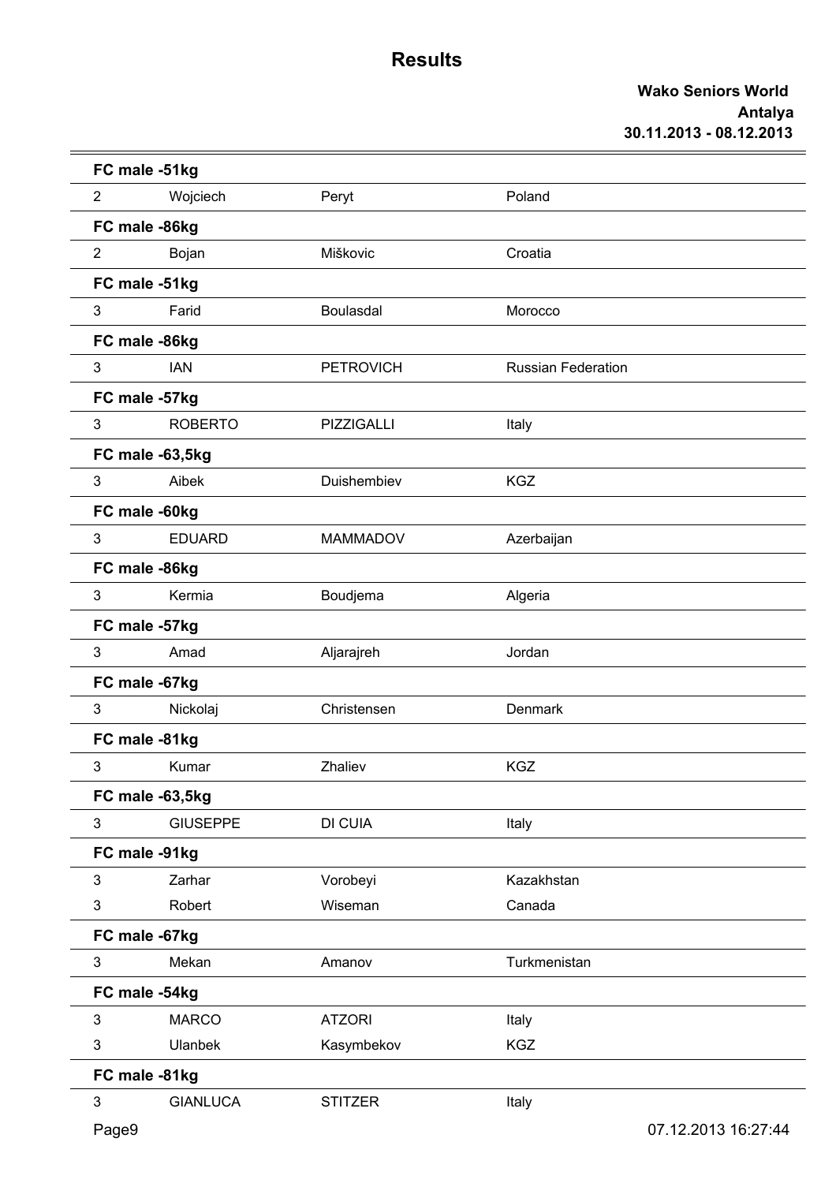# Results

**Wako Seniors World**
**Antalya**
**30.11.2013 - 08.12.2013**

**FC male -51kg**

| | | | |
|---|---|---|---|
| 2 | Wojciech | Peryt | Poland |

**FC male -86kg**

| | | | |
|---|---|---|---|
| 2 | Bojan | Miškovic | Croatia |

**FC male -51kg**

| | | | |
|---|---|---|---|
| 3 | Farid | Boulasdal | Morocco |

**FC male -86kg**

| | | | |
|---|---|---|---|
| 3 | IAN | PETROVICH | Russian Federation |

**FC male -57kg**

| | | | |
|---|---|---|---|
| 3 | ROBERTO | PIZZIGALLI | Italy |

**FC male -63,5kg**

| | | | |
|---|---|---|---|
| 3 | Aibek | Duishembiev | KGZ |

**FC male -60kg**

| | | | |
|---|---|---|---|
| 3 | EDUARD | MAMMADOV | Azerbaijan |

**FC male -86kg**

| | | | |
|---|---|---|---|
| 3 | Kermia | Boudjema | Algeria |

**FC male -57kg**

| | | | |
|---|---|---|---|
| 3 | Amad | Aljarajreh | Jordan |

**FC male -67kg**

| | | | |
|---|---|---|---|
| 3 | Nickolaj | Christensen | Denmark |

**FC male -81kg**

| | | | |
|---|---|---|---|
| 3 | Kumar | Zhaliev | KGZ |

**FC male -63,5kg**

| | | | |
|---|---|---|---|
| 3 | GIUSEPPE | DI CUIA | Italy |

**FC male -91kg**

| | | | |
|---|---|---|---|
| 3 | Zarhar | Vorobeyi | Kazakhstan |
| 3 | Robert | Wiseman | Canada |

**FC male -67kg**

| | | | |
|---|---|---|---|
| 3 | Mekan | Amanov | Turkmenistan |

**FC male -54kg**

| | | | |
|---|---|---|---|
| 3 | MARCO | ATZORI | Italy |
| 3 | Ulanbek | Kasymbekov | KGZ |

**FC male -81kg**

| | | | |
|---|---|---|---|
| 3 | GIANLUCA | STITZER | Italy |

07.12.2013 16:27:44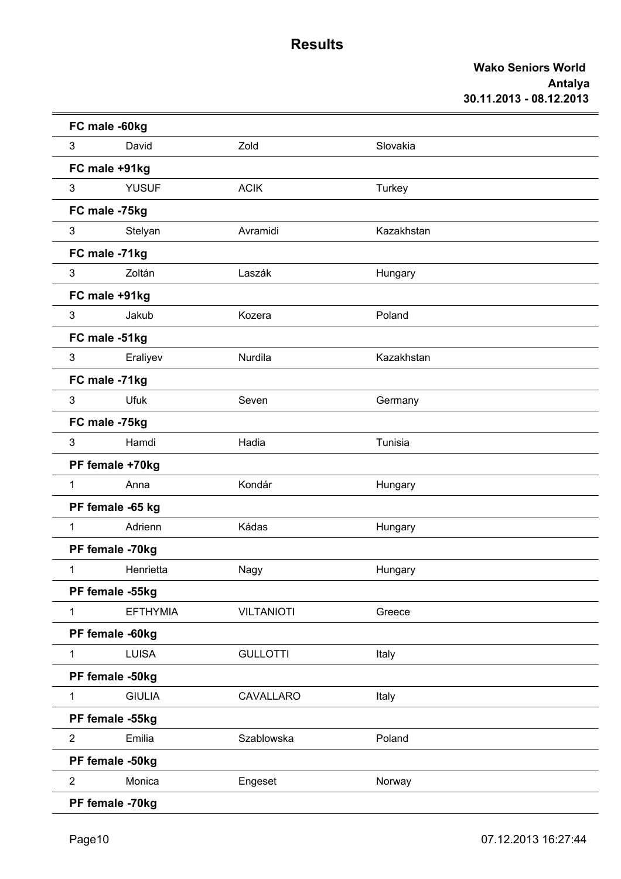# Results

**Wako Seniors World**
**Antalya**
**30.11.2013 - 08.12.2013**

**FC male -60kg**

| | | | |
|---|---|---|---|
| 3 | David | Zold | Slovakia |

**FC male +91kg**

| | | | |
|---|---|---|---|
| 3 | YUSUF | ACIK | Turkey |

**FC male -75kg**

| | | | |
|---|---|---|---|
| 3 | Stelyan | Avramidi | Kazakhstan |

**FC male -71kg**

| | | | |
|---|---|---|---|
| 3 | Zoltán | Laszák | Hungary |

**FC male +91kg**

| | | | |
|---|---|---|---|
| 3 | Jakub | Kozera | Poland |

**FC male -51kg**

| | | | |
|---|---|---|---|
| 3 | Eraliyev | Nurdila | Kazakhstan |

**FC male -71kg**

| | | | |
|---|---|---|---|
| 3 | Ufuk | Seven | Germany |

**FC male -75kg**

| | | | |
|---|---|---|---|
| 3 | Hamdi | Hadia | Tunisia |

**PF female +70kg**

| | | | |
|---|---|---|---|
| 1 | Anna | Kondár | Hungary |

**PF female -65 kg**

| | | | |
|---|---|---|---|
| 1 | Adrienn | Kádas | Hungary |

**PF female -70kg**

| | | | |
|---|---|---|---|
| 1 | Henrietta | Nagy | Hungary |

**PF female -55kg**

| | | | |
|---|---|---|---|
| 1 | EFTHYMIA | VILTANIOTI | Greece |

**PF female -60kg**

| | | | |
|---|---|---|---|
| 1 | LUISA | GULLOTTI | Italy |

**PF female -50kg**

| | | | |
|---|---|---|---|
| 1 | GIULIA | CAVALLARO | Italy |

**PF female -55kg**

| | | | |
|---|---|---|---|
| 2 | Emilia | Szablowska | Poland |

**PF female -50kg**

| | | | |
|---|---|---|---|
| 2 | Monica | Engeset | Norway |

**PF female -70kg**

07.12.2013 16:27:44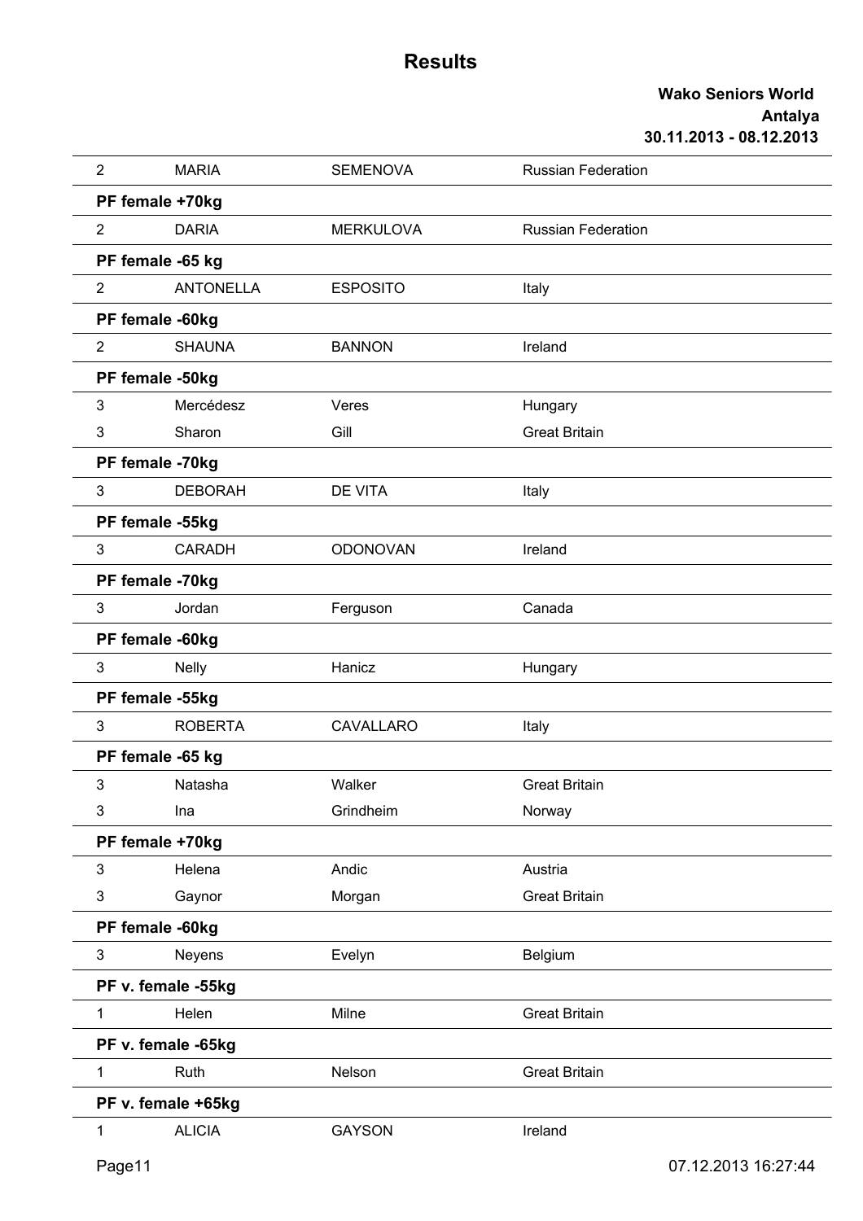# Results

**Wako Seniors World**
**Antalya**
**30.11.2013 - 08.12.2013**

| | | | |
|---|---|---|---|
| 2 | MARIA | SEMENOVA | Russian Federation |
| **PF female +70kg** | | | |
| 2 | DARIA | MERKULOVA | Russian Federation |
| **PF female -65 kg** | | | |
| 2 | ANTONELLA | ESPOSITO | Italy |
| **PF female -60kg** | | | |
| 2 | SHAUNA | BANNON | Ireland |
| **PF female -50kg** | | | |
| 3 | Mercédesz | Veres | Hungary |
| 3 | Sharon | Gill | Great Britain |
| **PF female -70kg** | | | |
| 3 | DEBORAH | DE VITA | Italy |
| **PF female -55kg** | | | |
| 3 | CARADH | ODONOVAN | Ireland |
| **PF female -70kg** | | | |
| 3 | Jordan | Ferguson | Canada |
| **PF female -60kg** | | | |
| 3 | Nelly | Hanicz | Hungary |
| **PF female -55kg** | | | |
| 3 | ROBERTA | CAVALLARO | Italy |
| **PF female -65 kg** | | | |
| 3 | Natasha | Walker | Great Britain |
| 3 | Ina | Grindheim | Norway |
| **PF female +70kg** | | | |
| 3 | Helena | Andic | Austria |
| 3 | Gaynor | Morgan | Great Britain |
| **PF female -60kg** | | | |
| 3 | Neyens | Evelyn | Belgium |
| **PF v. female -55kg** | | | |
| 1 | Helen | Milne | Great Britain |
| **PF v. female -65kg** | | | |
| 1 | Ruth | Nelson | Great Britain |
| **PF v. female +65kg** | | | |
| 1 | ALICIA | GAYSON | Ireland |

07.12.2013 16:27:44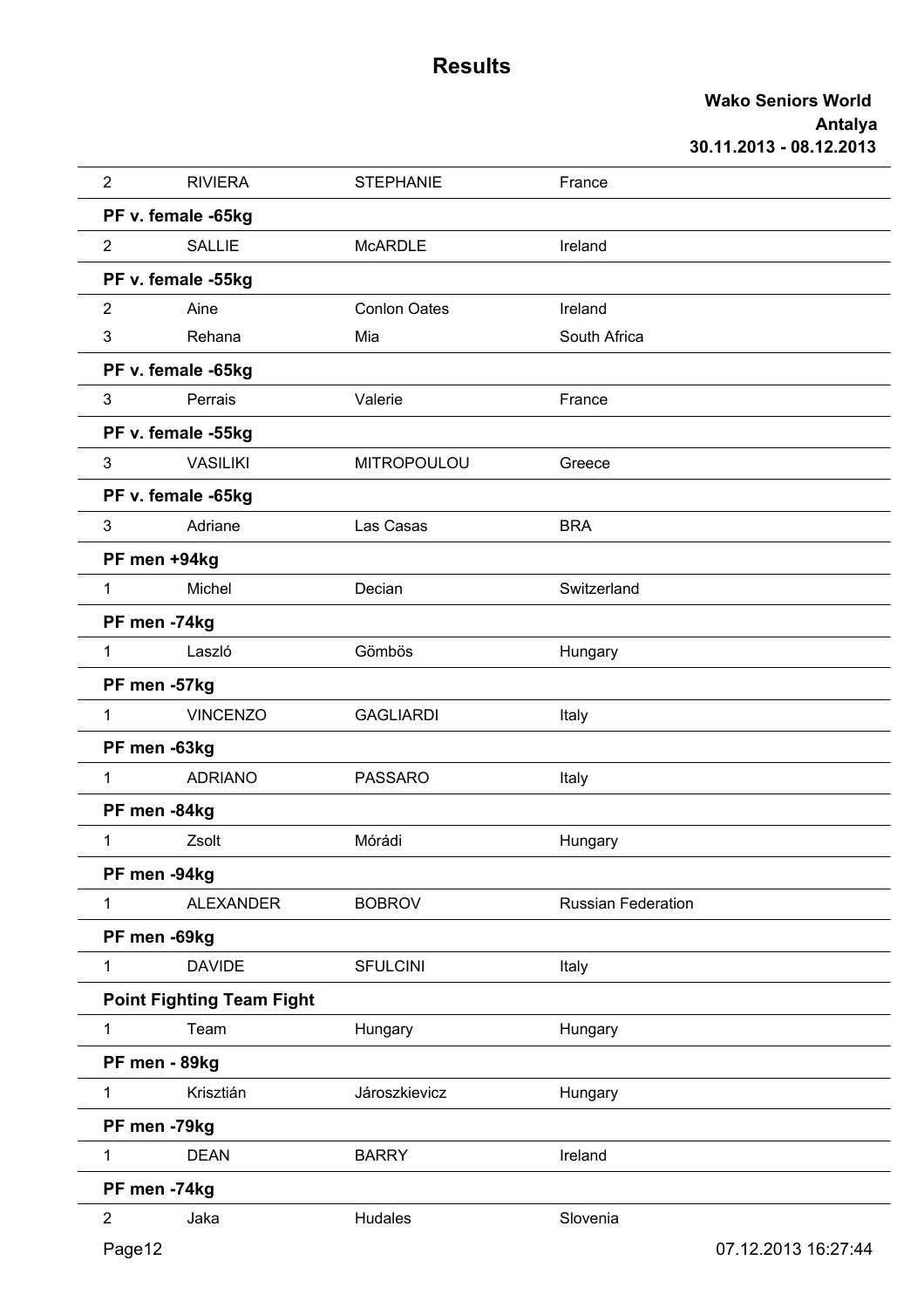# Results

**Wako Seniors World**
**Antalya**
**30.11.2013 - 08.12.2013**

| | | | |
|---|---|---|---|
| 2 | RIVIERA | STEPHANIE | France |
| **PF v. female -65kg** | | | |
| 2 | SALLIE | McARDLE | Ireland |
| **PF v. female -55kg** | | | |
| 2 | Aine | Conlon Oates | Ireland |
| 3 | Rehana | Mia | South Africa |
| **PF v. female -65kg** | | | |
| 3 | Perrais | Valerie | France |
| **PF v. female -55kg** | | | |
| 3 | VASILIKI | MITROPOULOU | Greece |
| **PF v. female -65kg** | | | |
| 3 | Adriane | Las Casas | BRA |
| **PF men +94kg** | | | |
| 1 | Michel | Decian | Switzerland |
| **PF men -74kg** | | | |
| 1 | Laszló | Gömbös | Hungary |
| **PF men -57kg** | | | |
| 1 | VINCENZO | GAGLIARDI | Italy |
| **PF men -63kg** | | | |
| 1 | ADRIANO | PASSARO | Italy |
| **PF men -84kg** | | | |
| 1 | Zsolt | Mórádi | Hungary |
| **PF men -94kg** | | | |
| 1 | ALEXANDER | BOBROV | Russian Federation |
| **PF men -69kg** | | | |
| 1 | DAVIDE | SFULCINI | Italy |
| **Point Fighting Team Fight** | | | |
| 1 | Team | Hungary | Hungary |
| **PF men - 89kg** | | | |
| 1 | Krisztián | Jároszkievicz | Hungary |
| **PF men -79kg** | | | |
| 1 | DEAN | BARRY | Ireland |
| **PF men -74kg** | | | |
| 2 | Jaka | Hudales | Slovenia |

07.12.2013 16:27:44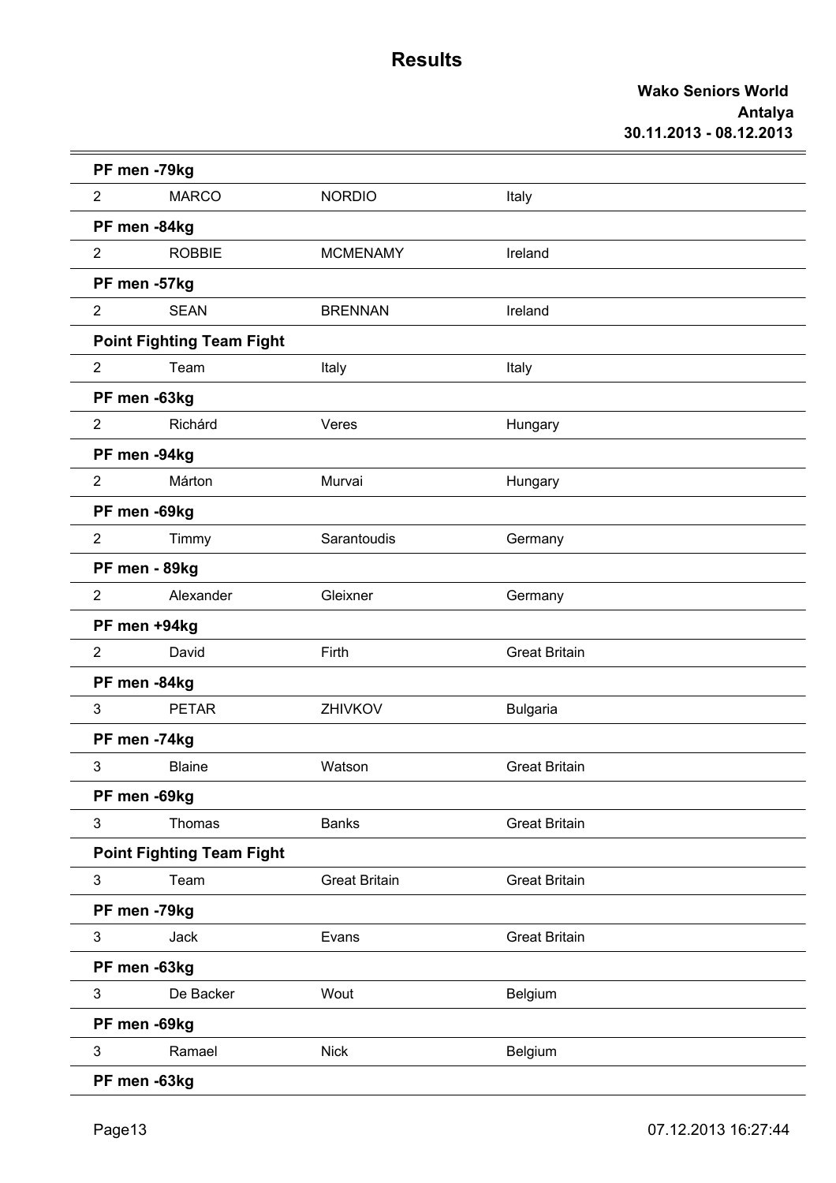# Results

**Wako Seniors World**
**Antalya**
**30.11.2013 - 08.12.2013**

**PF men -79kg**

| | | | |
|---|---|---|---|
| 2 | MARCO | NORDIO | Italy |

**PF men -84kg**

| | | | |
|---|---|---|---|
| 2 | ROBBIE | MCMENAMY | Ireland |

**PF men -57kg**

| | | | |
|---|---|---|---|
| 2 | SEAN | BRENNAN | Ireland |

**Point Fighting Team Fight**

| | | | |
|---|---|---|---|
| 2 | Team | Italy | Italy |

**PF men -63kg**

| | | | |
|---|---|---|---|
| 2 | Richárd | Veres | Hungary |

**PF men -94kg**

| | | | |
|---|---|---|---|
| 2 | Márton | Murvai | Hungary |

**PF men -69kg**

| | | | |
|---|---|---|---|
| 2 | Timmy | Sarantoudis | Germany |

**PF men - 89kg**

| | | | |
|---|---|---|---|
| 2 | Alexander | Gleixner | Germany |

**PF men +94kg**

| | | | |
|---|---|---|---|
| 2 | David | Firth | Great Britain |

**PF men -84kg**

| | | | |
|---|---|---|---|
| 3 | PETAR | ZHIVKOV | Bulgaria |

**PF men -74kg**

| | | | |
|---|---|---|---|
| 3 | Blaine | Watson | Great Britain |

**PF men -69kg**

| | | | |
|---|---|---|---|
| 3 | Thomas | Banks | Great Britain |

**Point Fighting Team Fight**

| | | | |
|---|---|---|---|
| 3 | Team | Great Britain | Great Britain |

**PF men -79kg**

| | | | |
|---|---|---|---|
| 3 | Jack | Evans | Great Britain |

**PF men -63kg**

| | | | |
|---|---|---|---|
| 3 | De Backer | Wout | Belgium |

**PF men -69kg**

| | | | |
|---|---|---|---|
| 3 | Ramael | Nick | Belgium |

**PF men -63kg**

07.12.2013 16:27:44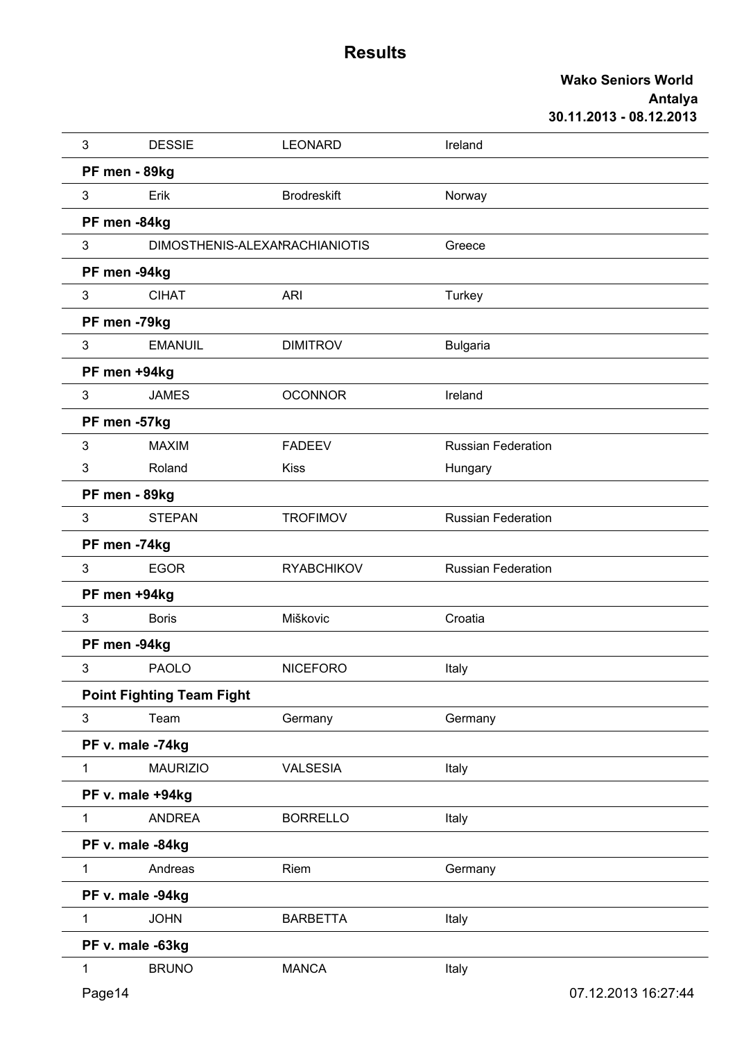# Results

**Wako Seniors World**
**Antalya**
**30.11.2013 - 08.12.2013**

| | | | |
|---|---|---|---|
| 3 | DESSIE | LEONARD | Ireland |
| **PF men - 89kg** | | | |
| 3 | Erik | Brodreskift | Norway |
| **PF men -84kg** | | | |
| 3 | DIMOSTHENIS-ALEXANRACHIANIOTIS | | Greece |
| **PF men -94kg** | | | |
| 3 | CIHAT | ARI | Turkey |
| **PF men -79kg** | | | |
| 3 | EMANUIL | DIMITROV | Bulgaria |
| **PF men +94kg** | | | |
| 3 | JAMES | OCONNOR | Ireland |
| **PF men -57kg** | | | |
| 3 | MAXIM | FADEEV | Russian Federation |
| 3 | Roland | Kiss | Hungary |
| **PF men - 89kg** | | | |
| 3 | STEPAN | TROFIMOV | Russian Federation |
| **PF men -74kg** | | | |
| 3 | EGOR | RYABCHIKOV | Russian Federation |
| **PF men +94kg** | | | |
| 3 | Boris | Miškovic | Croatia |
| **PF men -94kg** | | | |
| 3 | PAOLO | NICEFORO | Italy |
| **Point Fighting Team Fight** | | | |
| 3 | Team | Germany | Germany |
| **PF v. male -74kg** | | | |
| 1 | MAURIZIO | VALSESIA | Italy |
| **PF v. male +94kg** | | | |
| 1 | ANDREA | BORRELLO | Italy |
| **PF v. male -84kg** | | | |
| 1 | Andreas | Riem | Germany |
| **PF v. male -94kg** | | | |
| 1 | JOHN | BARBETTA | Italy |
| **PF v. male -63kg** | | | |
| 1 | BRUNO | MANCA | Italy |

07.12.2013 16:27:44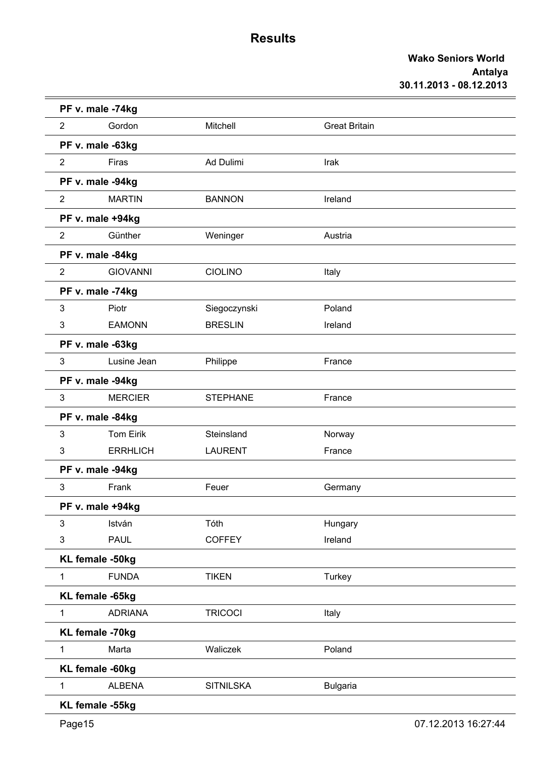# Results

**Wako Seniors World**
**Antalya**
**30.11.2013 - 08.12.2013**

**PF v. male -74kg**

| | | | |
|---|---|---|---|
| 2 | Gordon | Mitchell | Great Britain |

**PF v. male -63kg**

| | | | |
|---|---|---|---|
| 2 | Firas | Ad Dulimi | Irak |

**PF v. male -94kg**

| | | | |
|---|---|---|---|
| 2 | MARTIN | BANNON | Ireland |

**PF v. male +94kg**

| | | | |
|---|---|---|---|
| 2 | Günther | Weninger | Austria |

**PF v. male -84kg**

| | | | |
|---|---|---|---|
| 2 | GIOVANNI | CIOLINO | Italy |

**PF v. male -74kg**

| | | | |
|---|---|---|---|
| 3 | Piotr | Siegoczynski | Poland |
| 3 | EAMONN | BRESLIN | Ireland |

**PF v. male -63kg**

| | | | |
|---|---|---|---|
| 3 | Lusine Jean | Philippe | France |

**PF v. male -94kg**

| | | | |
|---|---|---|---|
| 3 | MERCIER | STEPHANE | France |

**PF v. male -84kg**

| | | | |
|---|---|---|---|
| 3 | Tom Eirik | Steinsland | Norway |
| 3 | ERRHLICH | LAURENT | France |

**PF v. male -94kg**

| | | | |
|---|---|---|---|
| 3 | Frank | Feuer | Germany |

**PF v. male +94kg**

| | | | |
|---|---|---|---|
| 3 | István | Tóth | Hungary |
| 3 | PAUL | COFFEY | Ireland |

**KL female -50kg**

| | | | |
|---|---|---|---|
| 1 | FUNDA | TIKEN | Turkey |

**KL female -65kg**

| | | | |
|---|---|---|---|
| 1 | ADRIANA | TRICOCI | Italy |

**KL female -70kg**

| | | | |
|---|---|---|---|
| 1 | Marta | Waliczek | Poland |

**KL female -60kg**

| | | | |
|---|---|---|---|
| 1 | ALBENA | SITNILSKA | Bulgaria |

**KL female -55kg**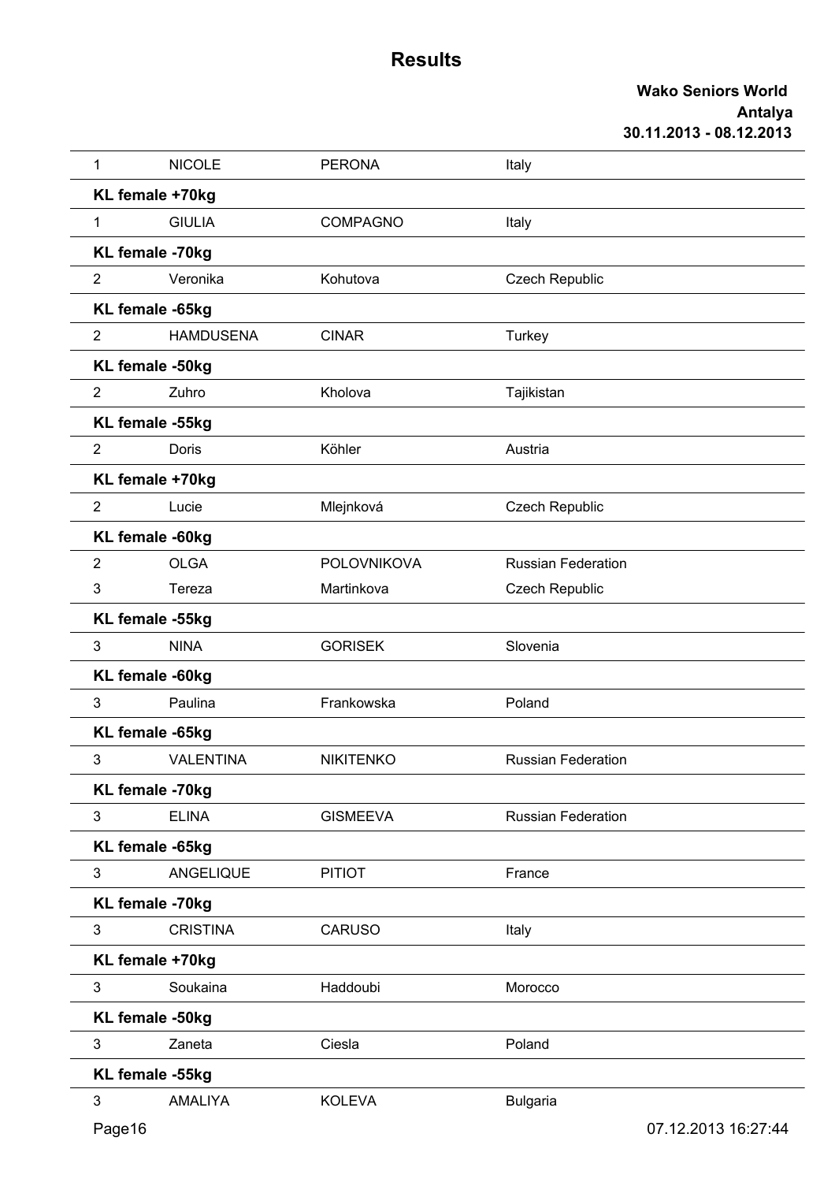# Results

**Wako Seniors World**
**Antalya**
**30.11.2013 - 08.12.2013**

| | | | |
|---|---|---|---|
| 1 | NICOLE | PERONA | Italy |
| **KL female +70kg** | | | |
| 1 | GIULIA | COMPAGNO | Italy |
| **KL female -70kg** | | | |
| 2 | Veronika | Kohutova | Czech Republic |
| **KL female -65kg** | | | |
| 2 | HAMDUSENA | CINAR | Turkey |
| **KL female -50kg** | | | |
| 2 | Zuhro | Kholova | Tajikistan |
| **KL female -55kg** | | | |
| 2 | Doris | Köhler | Austria |
| **KL female +70kg** | | | |
| 2 | Lucie | Mlejnková | Czech Republic |
| **KL female -60kg** | | | |
| 2 | OLGA | POLOVNIKOVA | Russian Federation |
| 3 | Tereza | Martinkova | Czech Republic |
| **KL female -55kg** | | | |
| 3 | NINA | GORISEK | Slovenia |
| **KL female -60kg** | | | |
| 3 | Paulina | Frankowska | Poland |
| **KL female -65kg** | | | |
| 3 | VALENTINA | NIKITENKO | Russian Federation |
| **KL female -70kg** | | | |
| 3 | ELINA | GISMEEVA | Russian Federation |
| **KL female -65kg** | | | |
| 3 | ANGELIQUE | PITIOT | France |
| **KL female -70kg** | | | |
| 3 | CRISTINA | CARUSO | Italy |
| **KL female +70kg** | | | |
| 3 | Soukaina | Haddoubi | Morocco |
| **KL female -50kg** | | | |
| 3 | Zaneta | Ciesla | Poland |
| **KL female -55kg** | | | |
| 3 | AMALIYA | KOLEVA | Bulgaria |

07.12.2013 16:27:44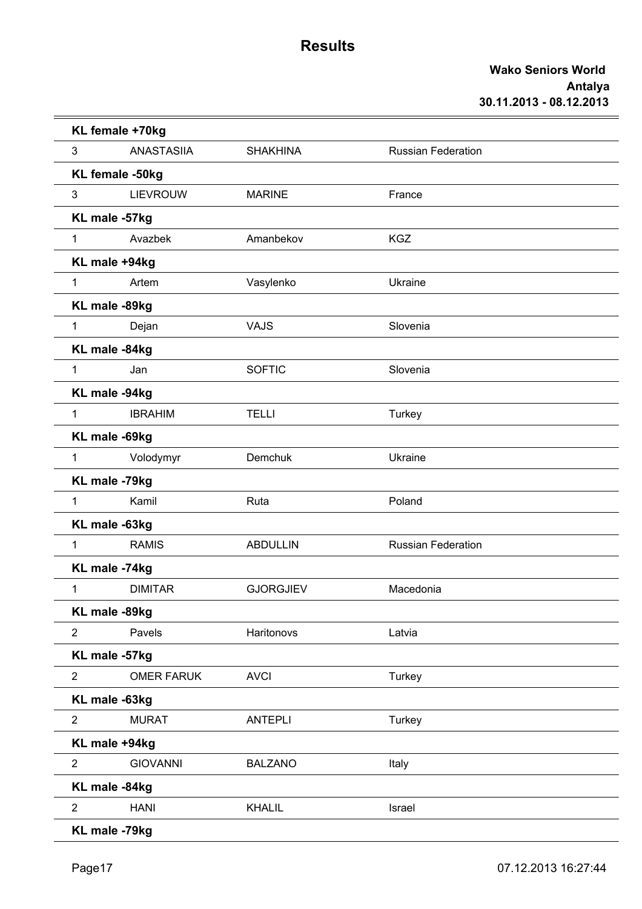# Results

**Wako Seniors World**
**Antalya**
**30.11.2013 - 08.12.2013**

**KL female +70kg**

| 3 | ANASTASIIA | SHAKHINA | Russian Federation |
|---|---|---|---|

**KL female -50kg**

| 3 | LIEVROUW | MARINE | France |
|---|---|---|---|

**KL male -57kg**

| 1 | Avazbek | Amanbekov | KGZ |
|---|---|---|---|

**KL male +94kg**

| 1 | Artem | Vasylenko | Ukraine |
|---|---|---|---|

**KL male -89kg**

| 1 | Dejan | VAJS | Slovenia |
|---|---|---|---|

**KL male -84kg**

| 1 | Jan | SOFTIC | Slovenia |
|---|---|---|---|

**KL male -94kg**

| 1 | IBRAHIM | TELLI | Turkey |
|---|---|---|---|

**KL male -69kg**

| 1 | Volodymyr | Demchuk | Ukraine |
|---|---|---|---|

**KL male -79kg**

| 1 | Kamil | Ruta | Poland |
|---|---|---|---|

**KL male -63kg**

| 1 | RAMIS | ABDULLIN | Russian Federation |
|---|---|---|---|

**KL male -74kg**

| 1 | DIMITAR | GJORGJIEV | Macedonia |
|---|---|---|---|

**KL male -89kg**

| 2 | Pavels | Haritonovs | Latvia |
|---|---|---|---|

**KL male -57kg**

| 2 | OMER FARUK | AVCI | Turkey |
|---|---|---|---|

**KL male -63kg**

| 2 | MURAT | ANTEPLI | Turkey |
|---|---|---|---|

**KL male +94kg**

| 2 | GIOVANNI | BALZANO | Italy |
|---|---|---|---|

**KL male -84kg**

| 2 | HANI | KHALIL | Israel |
|---|---|---|---|

**KL male -79kg**

07.12.2013 16:27:44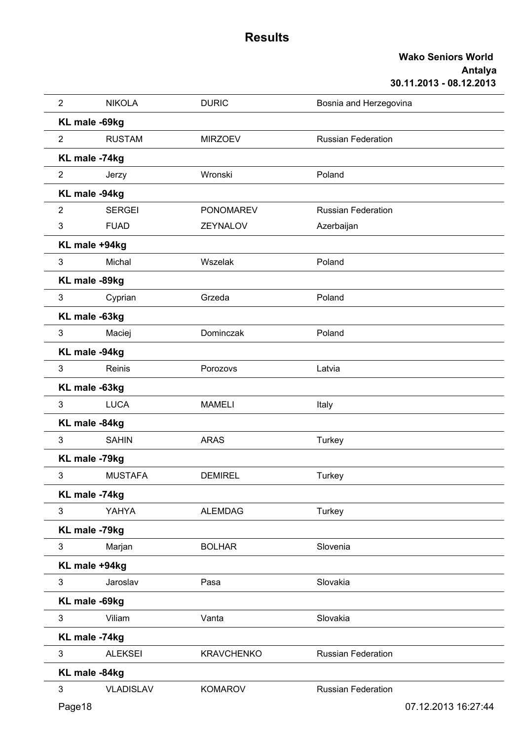# Results

**Wako Seniors World**
**Antalya**
**30.11.2013 - 08.12.2013**

| | | | |
|---|---|---|---|
| 2 | NIKOLA | DURIC | Bosnia and Herzegovina |
| **KL male -69kg** | | | |
| 2 | RUSTAM | MIRZOEV | Russian Federation |
| **KL male -74kg** | | | |
| 2 | Jerzy | Wronski | Poland |
| **KL male -94kg** | | | |
| 2 | SERGEI | PONOMAREV | Russian Federation |
| 3 | FUAD | ZEYNALOV | Azerbaijan |
| **KL male +94kg** | | | |
| 3 | Michal | Wszelak | Poland |
| **KL male -89kg** | | | |
| 3 | Cyprian | Grzeda | Poland |
| **KL male -63kg** | | | |
| 3 | Maciej | Dominczak | Poland |
| **KL male -94kg** | | | |
| 3 | Reinis | Porozovs | Latvia |
| **KL male -63kg** | | | |
| 3 | LUCA | MAMELI | Italy |
| **KL male -84kg** | | | |
| 3 | SAHIN | ARAS | Turkey |
| **KL male -79kg** | | | |
| 3 | MUSTAFA | DEMIREL | Turkey |
| **KL male -74kg** | | | |
| 3 | YAHYA | ALEMDAG | Turkey |
| **KL male -79kg** | | | |
| 3 | Marjan | BOLHAR | Slovenia |
| **KL male +94kg** | | | |
| 3 | Jaroslav | Pasa | Slovakia |
| **KL male -69kg** | | | |
| 3 | Viliam | Vanta | Slovakia |
| **KL male -74kg** | | | |
| 3 | ALEKSEI | KRAVCHENKO | Russian Federation |
| **KL male -84kg** | | | |
| 3 | VLADISLAV | KOMAROV | Russian Federation |

07.12.2013 16:27:44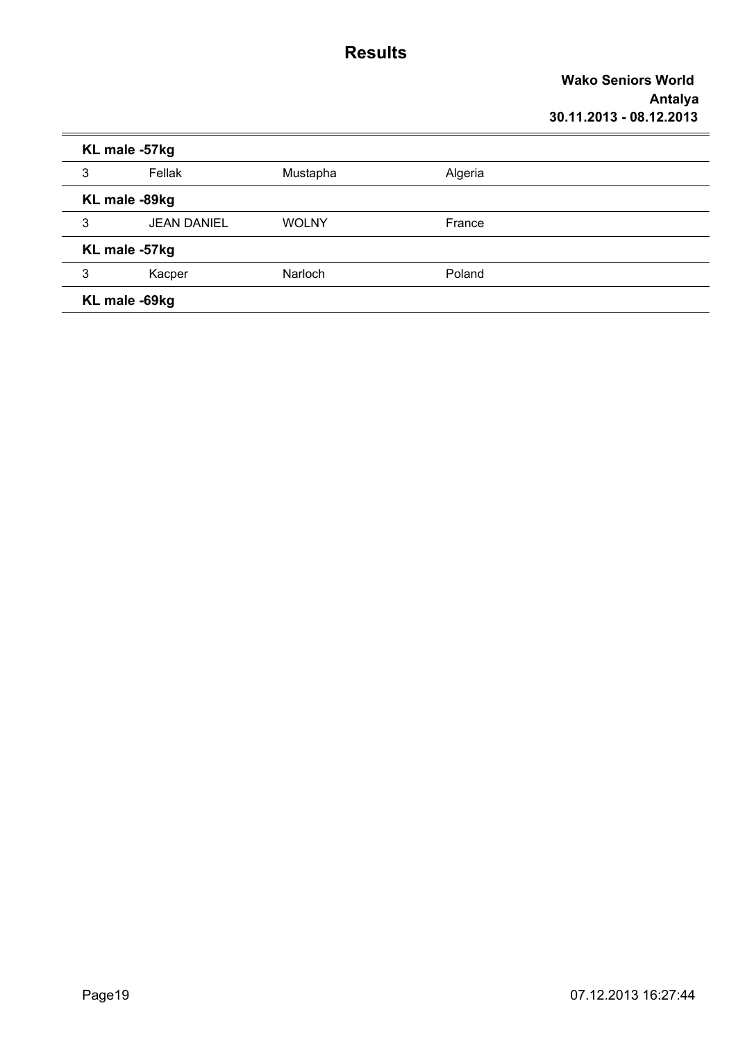# Results

**Wako Seniors World**
**Antalya**
**30.11.2013 - 08.12.2013**

**KL male -57kg**

| | | | |
|---|---|---|---|
| 3 | Fellak | Mustapha | Algeria |

**KL male -89kg**

| | | | |
|---|---|---|---|
| 3 | JEAN DANIEL | WOLNY | France |

**KL male -57kg**

| | | | |
|---|---|---|---|
| 3 | Kacper | Narloch | Poland |

**KL male -69kg**

07.12.2013 16:27:44